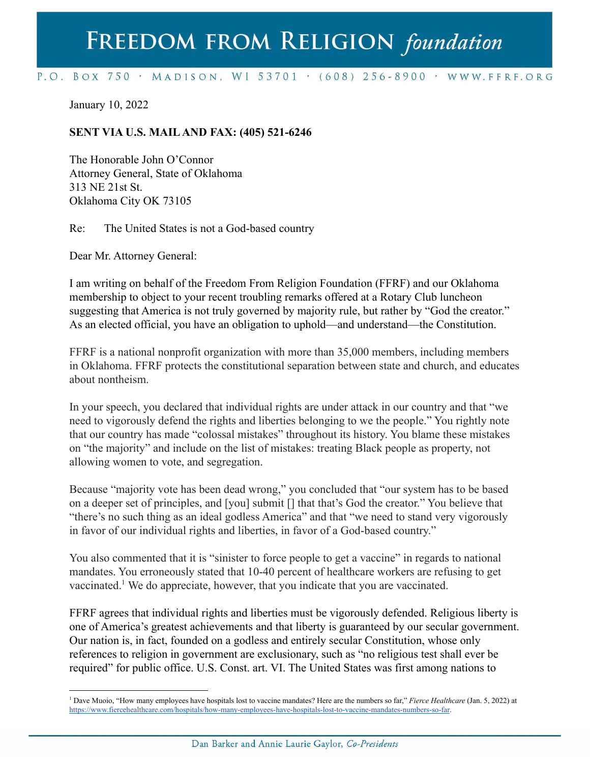# FREEDOM FROM RELIGION *foundation*

P.O. BOX 750 · MADISON, WI 53701 · (608) 256-8900 · WWW.FFRF.ORG

January 10, 2022

**SENT VIA U.S. MAIL AND FAX: (405) 521-6246**

The Honorable John O'Connor
Attorney General, State of Oklahoma
313 NE 21st St.
Oklahoma City OK 73105

Re: The United States is not a God-based country

Dear Mr. Attorney General:

I am writing on behalf of the Freedom From Religion Foundation (FFRF) and our Oklahoma membership to object to your recent troubling remarks offered at a Rotary Club luncheon suggesting that America is not truly governed by majority rule, but rather by "God the creator." As an elected official, you have an obligation to uphold—and understand—the Constitution.

FFRF is a national nonprofit organization with more than 35,000 members, including members in Oklahoma. FFRF protects the constitutional separation between state and church, and educates about nontheism.

In your speech, you declared that individual rights are under attack in our country and that "we need to vigorously defend the rights and liberties belonging to we the people." You rightly note that our country has made "colossal mistakes" throughout its history. You blame these mistakes on "the majority" and include on the list of mistakes: treating Black people as property, not allowing women to vote, and segregation.

Because "majority vote has been dead wrong," you concluded that "our system has to be based on a deeper set of principles, and [you] submit [] that that's God the creator." You believe that "there's no such thing as an ideal godless America" and that "we need to stand very vigorously in favor of our individual rights and liberties, in favor of a God-based country."

You also commented that it is "sinister to force people to get a vaccine" in regards to national mandates. You erroneously stated that 10-40 percent of healthcare workers are refusing to get vaccinated.[1] We do appreciate, however, that you indicate that you are vaccinated.

FFRF agrees that individual rights and liberties must be vigorously defended. Religious liberty is one of America's greatest achievements and that liberty is guaranteed by our secular government. Our nation is, in fact, founded on a godless and entirely secular Constitution, whose only references to religion in government are exclusionary, such as "no religious test shall ever be required" for public office. U.S. Const. art. VI. The United States was first among nations to

[1] Dave Muoio, "How many employees have hospitals lost to vaccine mandates? Here are the numbers so far," *Fierce Healthcare* (Jan. 5, 2022) at https://www.fiercehealthcare.com/hospitals/how-many-employees-have-hospitals-lost-to-vaccine-mandates-numbers-so-far.

Dan Barker and Annie Laurie Gaylor, *Co-Presidents*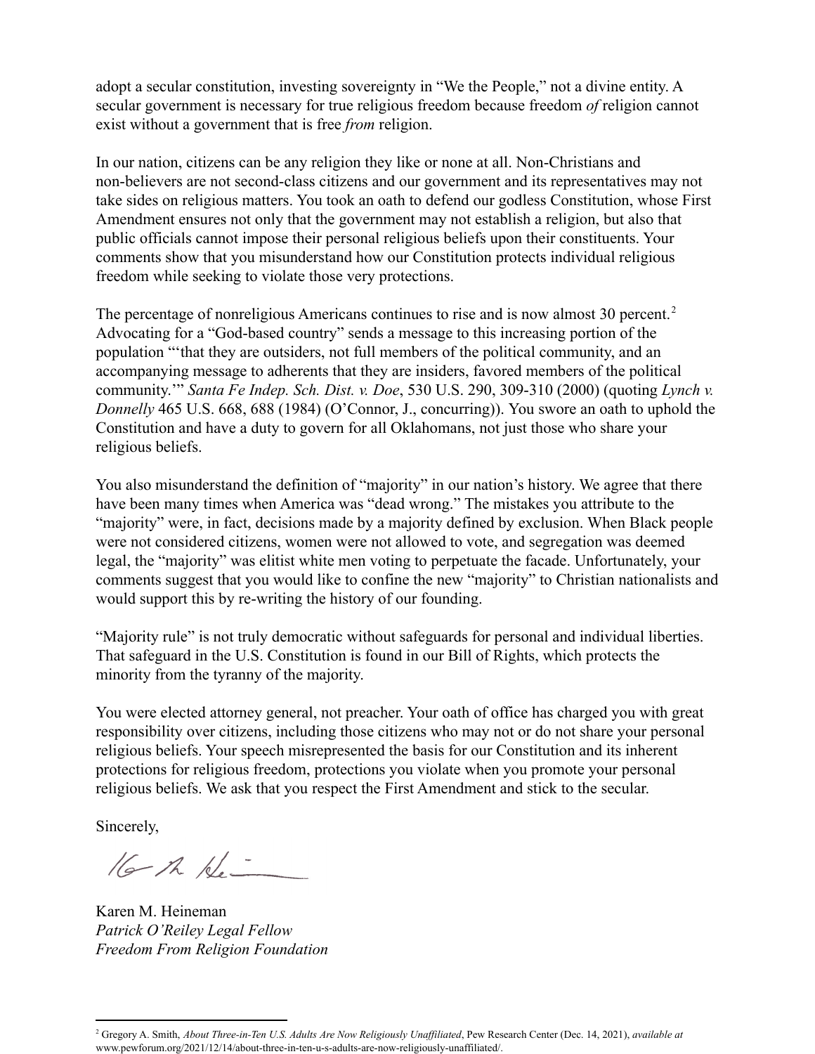adopt a secular constitution, investing sovereignty in "We the People," not a divine entity. A secular government is necessary for true religious freedom because freedom *of* religion cannot exist without a government that is free *from* religion.

In our nation, citizens can be any religion they like or none at all. Non-Christians and non-believers are not second-class citizens and our government and its representatives may not take sides on religious matters. You took an oath to defend our godless Constitution, whose First Amendment ensures not only that the government may not establish a religion, but also that public officials cannot impose their personal religious beliefs upon their constituents. Your comments show that you misunderstand how our Constitution protects individual religious freedom while seeking to violate those very protections.

The percentage of nonreligious Americans continues to rise and is now almost 30 percent.[2] Advocating for a "God-based country" sends a message to this increasing portion of the population "'that they are outsiders, not full members of the political community, and an accompanying message to adherents that they are insiders, favored members of the political community.'" *Santa Fe Indep. Sch. Dist. v. Doe*, 530 U.S. 290, 309-310 (2000) (quoting *Lynch v. Donnelly* 465 U.S. 668, 688 (1984) (O'Connor, J., concurring)). You swore an oath to uphold the Constitution and have a duty to govern for all Oklahomans, not just those who share your religious beliefs.

You also misunderstand the definition of "majority" in our nation's history. We agree that there have been many times when America was "dead wrong." The mistakes you attribute to the "majority" were, in fact, decisions made by a majority defined by exclusion. When Black people were not considered citizens, women were not allowed to vote, and segregation was deemed legal, the "majority" was elitist white men voting to perpetuate the facade. Unfortunately, your comments suggest that you would like to confine the new "majority" to Christian nationalists and would support this by re-writing the history of our founding.

"Majority rule" is not truly democratic without safeguards for personal and individual liberties. That safeguard in the U.S. Constitution is found in our Bill of Rights, which protects the minority from the tyranny of the majority.

You were elected attorney general, not preacher. Your oath of office has charged you with great responsibility over citizens, including those citizens who may not or do not share your personal religious beliefs. Your speech misrepresented the basis for our Constitution and its inherent protections for religious freedom, protections you violate when you promote your personal religious beliefs. We ask that you respect the First Amendment and stick to the secular.

Sincerely,

Karen M. Heineman
*Patrick O'Reiley Legal Fellow*
*Freedom From Religion Foundation*

---

[2] Gregory A. Smith, *About Three-in-Ten U.S. Adults Are Now Religiously Unaffiliated*, Pew Research Center (Dec. 14, 2021), *available at* www.pewforum.org/2021/12/14/about-three-in-ten-u-s-adults-are-now-religiously-unaffiliated/.